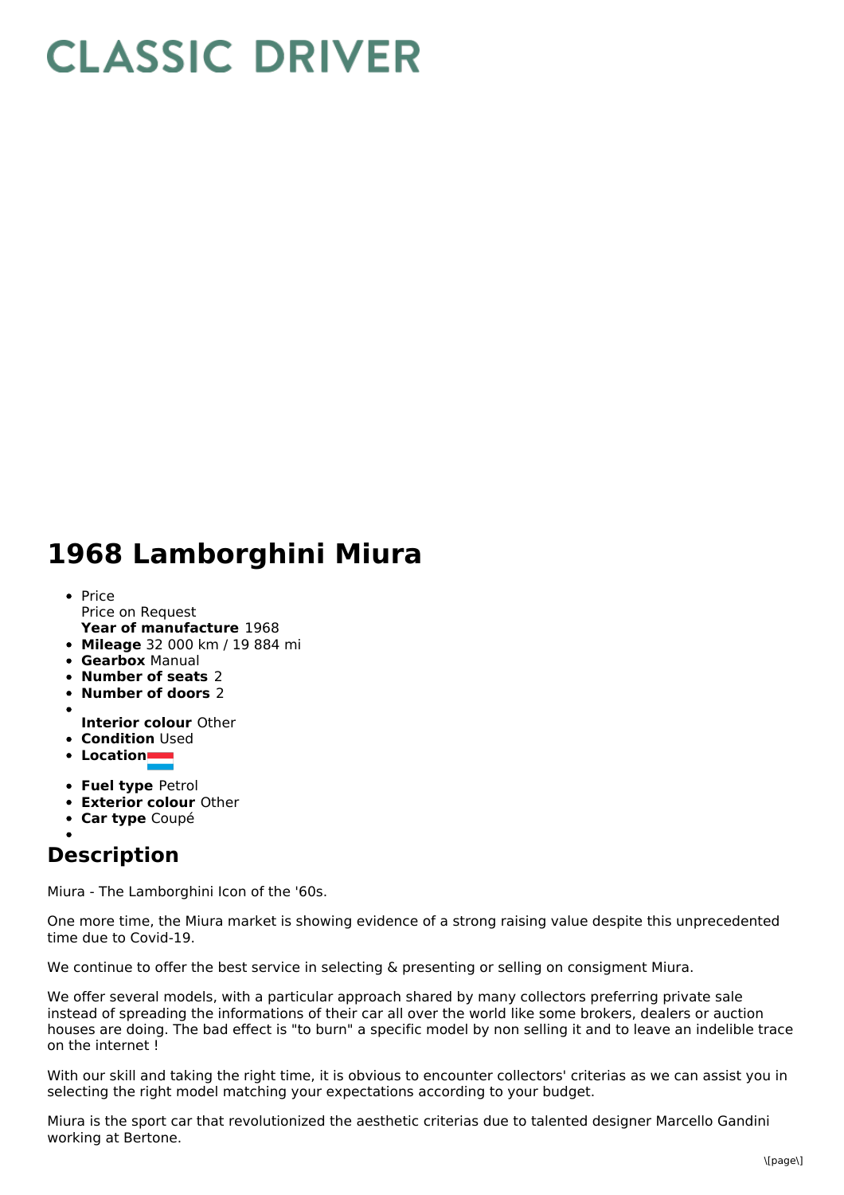# CLASSIC DRIVER

# 1968 Lamborghini Miura

- Price
  Price on Request
  **Year of manufacture** 1968
- **Mileage** 32 000 km / 19 884 mi
- **Gearbox** Manual
- **Number of seats** 2
- **Number of doors** 2
- 
  **Interior colour** Other
- **Condition** Used
- **Location**
- **Fuel type** Petrol
- **Exterior colour** Other
- **Car type** Coupé
- 

## Description

Miura - The Lamborghini Icon of the '60s.

One more time, the Miura market is showing evidence of a strong raising value despite this unprecedented time due to Covid-19.

We continue to offer the best service in selecting & presenting or selling on consigment Miura.

We offer several models, with a particular approach shared by many collectors preferring private sale instead of spreading the informations of their car all over the world like some brokers, dealers or auction houses are doing. The bad effect is "to burn" a specific model by non selling it and to leave an indelible trace on the internet !

With our skill and taking the right time, it is obvious to encounter collectors' criterias as we can assist you in selecting the right model matching your expectations according to your budget.

Miura is the sport car that revolutionized the aesthetic criterias due to talented designer Marcello Gandini working at Bertone.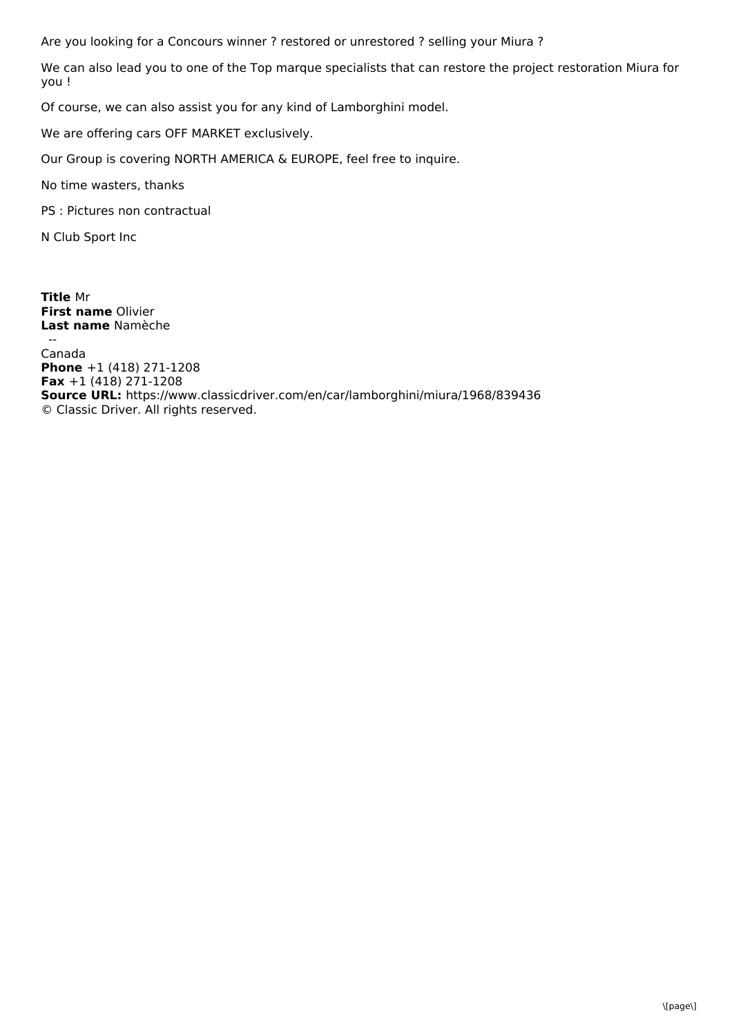Are you looking for a Concours winner ? restored or unrestored ? selling your Miura ?

We can also lead you to one of the Top marque specialists that can restore the project restoration Miura for you !

Of course, we can also assist you for any kind of Lamborghini model.

We are offering cars OFF MARKET exclusively.

Our Group is covering NORTH AMERICA & EUROPE, feel free to inquire.

No time wasters, thanks

PS : Pictures non contractual

N Club Sport Inc

**Title** Mr
**First name** Olivier
**Last name** Namèche
--
Canada
**Phone** +1 (418) 271-1208
**Fax** +1 (418) 271-1208
**Source URL:** https://www.classicdriver.com/en/car/lamborghini/miura/1968/839436
© Classic Driver. All rights reserved.